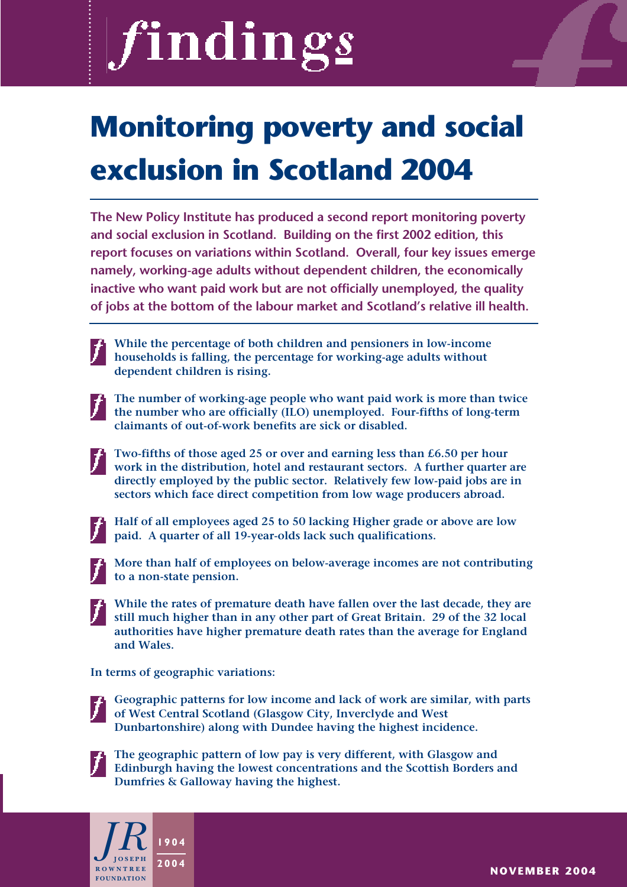# findings

# Monitoring poverty and social exclusion in Scotland 2004

**The New Policy Institute has produced a second report monitoring poverty and social exclusion in Scotland. Building on the first 2002 edition, this report focuses on variations within Scotland. Overall, four key issues emerge namely, working-age adults without dependent children, the economically inactive who want paid work but are not officially unemployed, the quality of jobs at the bottom of the labour market and Scotland's relative ill health.**

- **While the percentage of both children and pensioners in low-income households is falling, the percentage for working-age adults without dependent children is rising.**
- **The number of working-age people who want paid work is more than twice the number who are officially (ILO) unemployed. Four-fifths of long-term claimants of out-of-work benefits are sick or disabled.**
- **Two-fifths of those aged 25 or over and earning less than £6.50 per hour work in the distribution, hotel and restaurant sectors. A further quarter are directly employed by the public sector. Relatively few low-paid jobs are in sectors which face direct competition from low wage producers abroad.**
- **Half of all employees aged 25 to 50 lacking Higher grade or above are low paid. A quarter of all 19-year-olds lack such qualifications.**
- **More than half of employees on below-average incomes are not contributing to a non-state pension.**
- **While the rates of premature death have fallen over the last decade, they are still much higher than in any other part of Great Britain. 29 of the 32 local authorities have higher premature death rates than the average for England and Wales.**

**In terms of geographic variations:**

- **Geographic patterns for low income and lack of work are similar, with parts of West Central Scotland (Glasgow City, Inverclyde and West Dunbartonshire) along with Dundee having the highest incidence.**
- **The geographic pattern of low pay is very different, with Glasgow and Edinburgh having the lowest concentrations and the Scottish Borders and Dumfries & Galloway having the highest.**

JR Joseph Rowntree Foundation 1904 2004

NOVEMBER 2004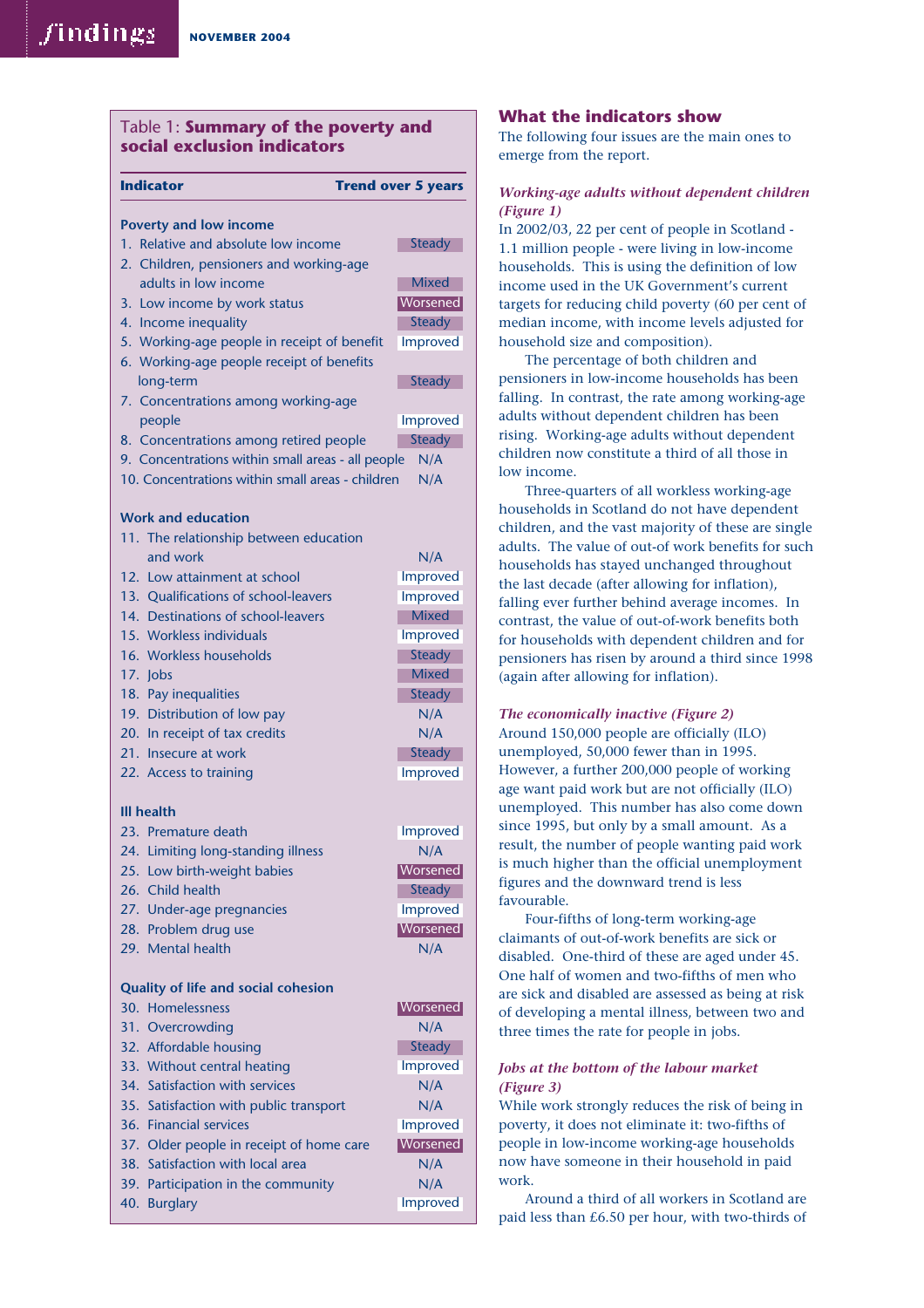Table 1: **Summary of the poverty and social exclusion indicators**

| Indicator | Trend over 5 years |
|---|---|
| **Poverty and low income** | |
| 1. Relative and absolute low income | Steady |
| 2. Children, pensioners and working-age adults in low income | Mixed |
| 3. Low income by work status | Worsened |
| 4. Income inequality | Steady |
| 5. Working-age people in receipt of benefit | Improved |
| 6. Working-age people receipt of benefits long-term | Steady |
| 7. Concentrations among working-age people | Improved |
| 8. Concentrations among retired people | Steady |
| 9. Concentrations within small areas - all people | N/A |
| 10. Concentrations within small areas - children | N/A |
| **Work and education** | |
| 11. The relationship between education and work | N/A |
| 12. Low attainment at school | Improved |
| 13. Qualifications of school-leavers | Improved |
| 14. Destinations of school-leavers | Mixed |
| 15. Workless individuals | Improved |
| 16. Workless households | Steady |
| 17. Jobs | Mixed |
| 18. Pay inequalities | Steady |
| 19. Distribution of low pay | N/A |
| 20. In receipt of tax credits | N/A |
| 21. Insecure at work | Steady |
| 22. Access to training | Improved |
| **Ill health** | |
| 23. Premature death | Improved |
| 24. Limiting long-standing illness | N/A |
| 25. Low birth-weight babies | Worsened |
| 26. Child health | Steady |
| 27. Under-age pregnancies | Improved |
| 28. Problem drug use | Worsened |
| 29. Mental health | N/A |
| **Quality of life and social cohesion** | |
| 30. Homelessness | Worsened |
| 31. Overcrowding | N/A |
| 32. Affordable housing | Steady |
| 33. Without central heating | Improved |
| 34. Satisfaction with services | N/A |
| 35. Satisfaction with public transport | N/A |
| 36. Financial services | Improved |
| 37. Older people in receipt of home care | Worsened |
| 38. Satisfaction with local area | N/A |
| 39. Participation in the community | N/A |
| 40. Burglary | Improved |

## What the indicators show

The following four issues are the main ones to emerge from the report.

### *Working-age adults without dependent children (Figure 1)*

In 2002/03, 22 per cent of people in Scotland - 1.1 million people - were living in low-income households. This is using the definition of low income used in the UK Government's current targets for reducing child poverty (60 per cent of median income, with income levels adjusted for household size and composition).

The percentage of both children and pensioners in low-income households has been falling. In contrast, the rate among working-age adults without dependent children has been rising. Working-age adults without dependent children now constitute a third of all those in low income.

Three-quarters of all workless working-age households in Scotland do not have dependent children, and the vast majority of these are single adults. The value of out-of work benefits for such households has stayed unchanged throughout the last decade (after allowing for inflation), falling ever further behind average incomes. In contrast, the value of out-of-work benefits both for households with dependent children and for pensioners has risen by around a third since 1998 (again after allowing for inflation).

### *The economically inactive (Figure 2)*

Around 150,000 people are officially (ILO) unemployed, 50,000 fewer than in 1995. However, a further 200,000 people of working age want paid work but are not officially (ILO) unemployed. This number has also come down since 1995, but only by a small amount. As a result, the number of people wanting paid work is much higher than the official unemployment figures and the downward trend is less favourable.

Four-fifths of long-term working-age claimants of out-of-work benefits are sick or disabled. One-third of these are aged under 45. One half of women and two-fifths of men who are sick and disabled are assessed as being at risk of developing a mental illness, between two and three times the rate for people in jobs.

### *Jobs at the bottom of the labour market (Figure 3)*

While work strongly reduces the risk of being in poverty, it does not eliminate it: two-fifths of people in low-income working-age households now have someone in their household in paid work.

Around a third of all workers in Scotland are paid less than £6.50 per hour, with two-thirds of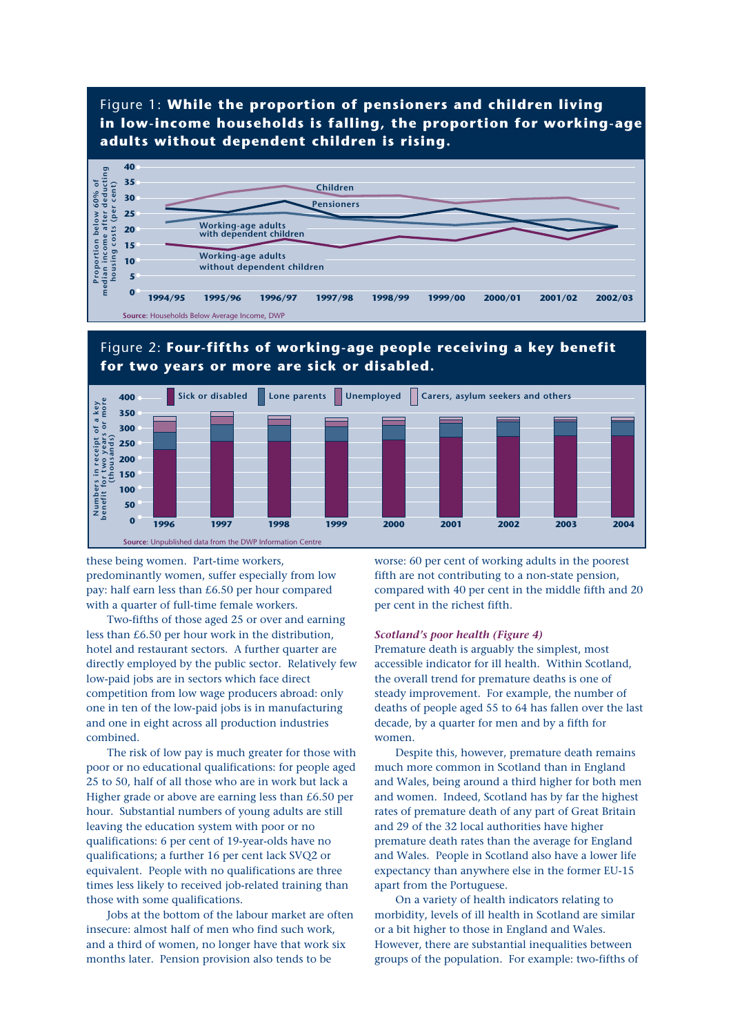Figure 1: **While the proportion of pensioners and children living in low-income households is falling, the proportion for working-age adults without dependent children is rising.**

Source: Households Below Average Income, DWP

Figure 2: **Four-fifths of working-age people receiving a key benefit for two years or more are sick or disabled.**

Source: Unpublished data from the DWP Information Centre

these being women. Part-time workers, predominantly women, suffer especially from low pay: half earn less than £6.50 per hour compared with a quarter of full-time female workers.

Two-fifths of those aged 25 or over and earning less than £6.50 per hour work in the distribution, hotel and restaurant sectors. A further quarter are directly employed by the public sector. Relatively few low-paid jobs are in sectors which face direct competition from low wage producers abroad: only one in ten of the low-paid jobs is in manufacturing and one in eight across all production industries combined.

The risk of low pay is much greater for those with poor or no educational qualifications: for people aged 25 to 50, half of all those who are in work but lack a Higher grade or above are earning less than £6.50 per hour. Substantial numbers of young adults are still leaving the education system with poor or no qualifications: 6 per cent of 19-year-olds have no qualifications; a further 16 per cent lack SVQ2 or equivalent. People with no qualifications are three times less likely to received job-related training than those with some qualifications.

Jobs at the bottom of the labour market are often insecure: almost half of men who find such work, and a third of women, no longer have that work six months later. Pension provision also tends to be worse: 60 per cent of working adults in the poorest fifth are not contributing to a non-state pension, compared with 40 per cent in the middle fifth and 20 per cent in the richest fifth.

### *Scotland's poor health (Figure 4)*

Premature death is arguably the simplest, most accessible indicator for ill health. Within Scotland, the overall trend for premature deaths is one of steady improvement. For example, the number of deaths of people aged 55 to 64 has fallen over the last decade, by a quarter for men and by a fifth for women.

Despite this, however, premature death remains much more common in Scotland than in England and Wales, being around a third higher for both men and women. Indeed, Scotland has by far the highest rates of premature death of any part of Great Britain and 29 of the 32 local authorities have higher premature death rates than the average for England and Wales. People in Scotland also have a lower life expectancy than anywhere else in the former EU-15 apart from the Portuguese.

On a variety of health indicators relating to morbidity, levels of ill health in Scotland are similar or a bit higher to those in England and Wales. However, there are substantial inequalities between groups of the population. For example: two-fifths of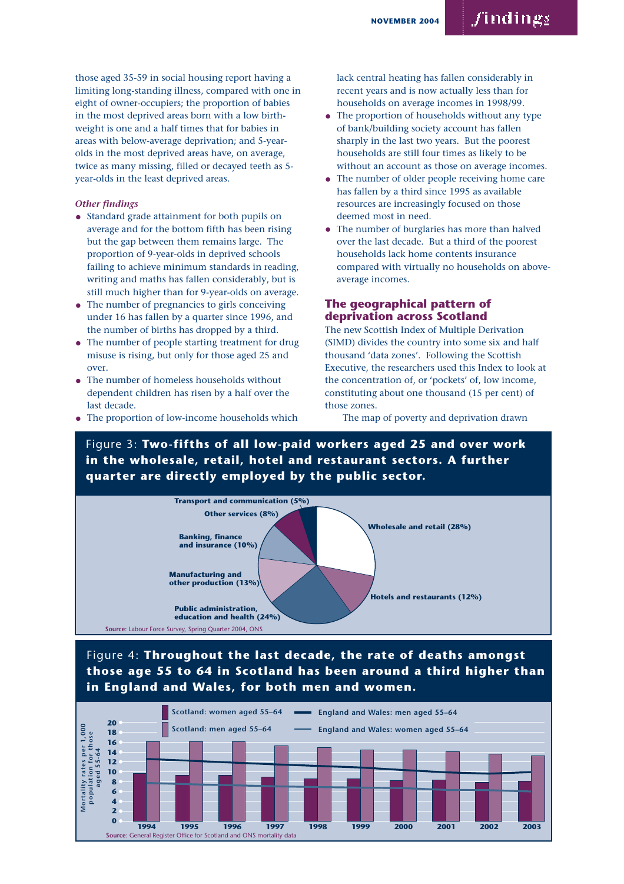those aged 35-59 in social housing report having a limiting long-standing illness, compared with one in eight of owner-occupiers; the proportion of babies in the most deprived areas born with a low birth-weight is one and a half times that for babies in areas with below-average deprivation; and 5-year-olds in the most deprived areas have, on average, twice as many missing, filled or decayed teeth as 5-year-olds in the least deprived areas.

*Other findings*

- Standard grade attainment for both pupils on average and for the bottom fifth has been rising but the gap between them remains large. The proportion of 9-year-olds in deprived schools failing to achieve minimum standards in reading, writing and maths has fallen considerably, but is still much higher than for 9-year-olds on average.
- The number of pregnancies to girls conceiving under 16 has fallen by a quarter since 1996, and the number of births has dropped by a third.
- The number of people starting treatment for drug misuse is rising, but only for those aged 25 and over.
- The number of homeless households without dependent children has risen by a half over the last decade.
- The proportion of low-income households which lack central heating has fallen considerably in recent years and is now actually less than for households on average incomes in 1998/99.
- The proportion of households without any type of bank/building society account has fallen sharply in the last two years. But the poorest households are still four times as likely to be without an account as those on average incomes.
- The number of older people receiving home care has fallen by a third since 1995 as available resources are increasingly focused on those deemed most in need.
- The number of burglaries has more than halved over the last decade. But a third of the poorest households lack home contents insurance compared with virtually no households on above-average incomes.

## The geographical pattern of deprivation across Scotland

The new Scottish Index of Multiple Derivation (SIMD) divides the country into some six and half thousand 'data zones'. Following the Scottish Executive, the researchers used this Index to look at the concentration of, or 'pockets' of, low income, constituting about one thousand (15 per cent) of those zones.

The map of poverty and deprivation drawn

Figure 3: **Two-fifths of all low-paid workers aged 25 and over work in the wholesale, retail, hotel and restaurant sectors. A further quarter are directly employed by the public sector.**

| Sector | Share |
|---|---|
| Wholesale and retail | 28% |
| Hotels and restaurants | 12% |
| Public administration, education and health | 24% |
| Manufacturing and other production | 13% |
| Banking, finance and insurance | 10% |
| Other services | 8% |
| Transport and communication | 5% |

Source: Labour Force Survey, Spring Quarter 2004, ONS

Figure 4: **Throughout the last decade, the rate of deaths amongst those age 55 to 64 in Scotland has been around a third higher than in England and Wales, for both men and women.**

Mortality rates per 1,000 population for those aged 55-64 (series: Scotland: women aged 55–64; Scotland: men aged 55–64; England and Wales: men aged 55–64; England and Wales: women aged 55–64), 1994–2003.

Source: General Register Office for Scotland and ONS mortality data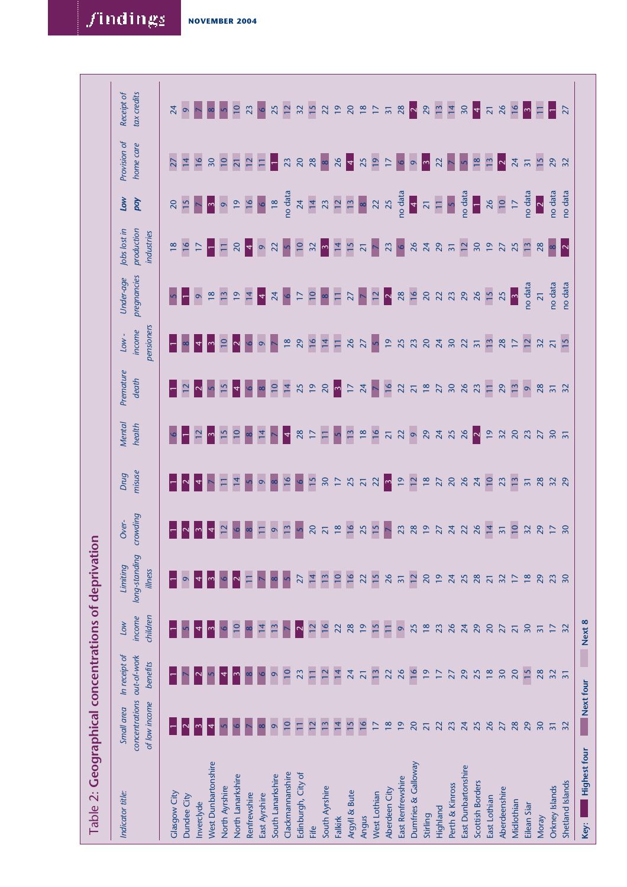## Table 2: Geographical concentrations of deprivation

| Indicator title: | Small area concentrations of low income | In receipt of out-of-work benefits | Low income children | Limiting long-standing illness | Over-crowding | Drug misuse | Mental health | Premature death | Low-income pensioners | Under-age pregnancies | Jobs lost in production industries | Low pay | Provision of home care | Receipt of tax credits |
|---|---|---|---|---|---|---|---|---|---|---|---|---|---|---|
| Glasgow City | 1 | 1 | 1 | 1 | 1 | 1 | 6 | 1 | 1 | 5 | 18 | 20 | 27 | 24 |
| Dundee City | 2 | 7 | 5 | 9 | 2 | 2 | 1 | 12 | 8 | 1 | 16 | 15 | 14 | 9 |
| Inverclyde | 3 | 2 | 4 | 4 | 3 | 4 | 12 | 2 | 4 | 9 | 17 | 7 | 16 | 7 |
| West Dunbartonshire | 4 | 5 | 3 | 3 | 4 | 7 | 3 | 5 | 3 | 18 | 1 | 3 | 30 | 8 |
| North Ayrshire | 5 | 4 | 6 | 6 | 12 | 11 | 15 | 15 | 10 | 13 | 11 | 9 | 10 | 5 |
| North Lanarkshire | 6 | 3 | 10 | 2 | 6 | 14 | 10 | 4 | 2 | 19 | 20 | 19 | 21 | 10 |
| Renfrewshire | 7 | 8 | 8 | 11 | 8 | 5 | 8 | 6 | 6 | 14 | 4 | 16 | 12 | 23 |
| East Ayrshire | 8 | 6 | 14 | 7 | 11 | 9 | 14 | 8 | 9 | 4 | 9 | 6 | 11 | 6 |
| South Lanarkshire | 9 | 9 | 13 | 8 | 9 | 8 | 7 | 10 | 7 | 24 | 22 | 18 | 1 | 25 |
| Clackmannanshire | 10 | 10 | 7 | 5 | 13 | 16 | 4 | 14 | 18 | 6 | 5 | no data | 23 | 12 |
| Edinburgh, City of | 11 | 23 | 2 | 27 | 5 | 6 | 28 | 25 | 29 | 17 | 10 | 24 | 20 | 32 |
| Fife | 12 | 11 | 12 | 14 | 20 | 15 | 17 | 19 | 16 | 10 | 32 | 14 | 28 | 15 |
| South Ayrshire | 13 | 12 | 16 | 13 | 21 | 30 | 11 | 20 | 14 | 8 | 3 | 23 | 8 | 22 |
| Falkirk | 14 | 14 | 22 | 10 | 18 | 17 | 5 | 3 | 11 | 11 | 14 | 12 | 26 | 19 |
| Argyll & Bute | 15 | 24 | 28 | 16 | 16 | 25 | 13 | 17 | 26 | 27 | 15 | 13 | 4 | 20 |
| Angus | 16 | 21 | 19 | 22 | 25 | 21 | 18 | 24 | 27 | 7 | 21 | 8 | 25 | 18 |
| West Lothian | 17 | 13 | 15 | 15 | 15 | 22 | 16 | 7 | 5 | 12 | 7 | 22 | 19 | 17 |
| Aberdeen City | 18 | 22 | 11 | 26 | 7 | 3 | 21 | 16 | 19 | 2 | 23 | 25 | 17 | 31 |
| East Renfrewshire | 19 | 26 | 9 | 31 | 23 | 19 | 22 | 22 | 25 | 28 | 6 | no data | 6 | 28 |
| Dumfries & Galloway | 20 | 16 | 25 | 12 | 28 | 12 | 9 | 21 | 23 | 16 | 26 | 4 | 9 | 2 |
| Stirling | 21 | 19 | 18 | 20 | 19 | 18 | 29 | 18 | 20 | 20 | 24 | 21 | 3 | 29 |
| Highland | 22 | 17 | 23 | 19 | 27 | 27 | 24 | 27 | 24 | 22 | 29 | 11 | 22 | 13 |
| Perth & Kinross | 23 | 27 | 26 | 24 | 24 | 20 | 25 | 30 | 30 | 23 | 31 | 5 | 7 | 14 |
| East Dunbartonshire | 24 | 29 | 24 | 25 | 22 | 26 | 26 | 26 | 22 | 29 | 12 | no data | 5 | 30 |
| Scottish Borders | 25 | 25 | 29 | 28 | 26 | 24 | 2 | 23 | 31 | 26 | 30 | 1 | 18 | 4 |
| East Lothian | 26 | 18 | 20 | 21 | 14 | 10 | 19 | 11 | 13 | 15 | 19 | 26 | 13 | 21 |
| Aberdeenshire | 27 | 30 | 27 | 32 | 31 | 23 | 32 | 29 | 28 | 25 | 27 | 10 | 2 | 26 |
| Midlothian | 28 | 20 | 21 | 17 | 10 | 13 | 20 | 13 | 17 | 3 | 25 | 17 | 24 | 16 |
| Eilean Siar | 29 | 15 | 30 | 18 | 32 | 31 | 23 | 9 | 12 | no data | 13 | no data | 31 | 3 |
| Moray | 30 | 28 | 31 | 29 | 29 | 28 | 27 | 28 | 32 | 21 | 28 | 2 | 15 | 11 |
| Orkney Islands | 31 | 32 | 17 | 23 | 17 | 32 | 30 | 31 | 21 | no data | 8 | no data | 29 | 1 |
| Shetland Islands | 32 | 31 | 32 | 30 | 30 | 29 | 31 | 32 | 15 | no data | 2 | no data | 32 | 27 |

**Key:** Highest four | Next four | Next 8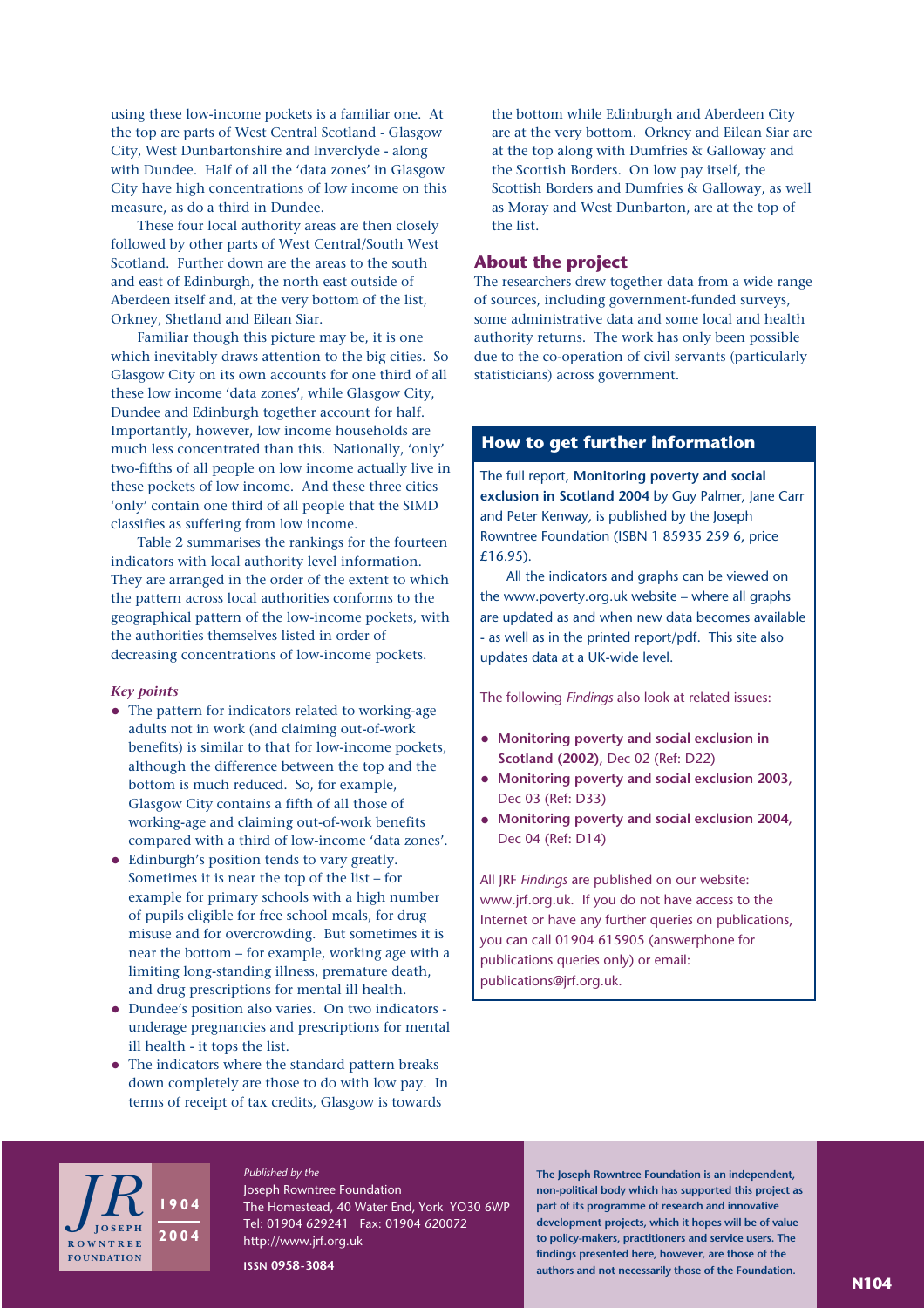using these low-income pockets is a familiar one. At the top are parts of West Central Scotland - Glasgow City, West Dunbartonshire and Inverclyde - along with Dundee. Half of all the 'data zones' in Glasgow City have high concentrations of low income on this measure, as do a third in Dundee.

These four local authority areas are then closely followed by other parts of West Central/South West Scotland. Further down are the areas to the south and east of Edinburgh, the north east outside of Aberdeen itself and, at the very bottom of the list, Orkney, Shetland and Eilean Siar.

Familiar though this picture may be, it is one which inevitably draws attention to the big cities. So Glasgow City on its own accounts for one third of all these low income 'data zones', while Glasgow City, Dundee and Edinburgh together account for half. Importantly, however, low income households are much less concentrated than this. Nationally, 'only' two-fifths of all people on low income actually live in these pockets of low income. And these three cities 'only' contain one third of all people that the SIMD classifies as suffering from low income.

Table 2 summarises the rankings for the fourteen indicators with local authority level information. They are arranged in the order of the extent to which the pattern across local authorities conforms to the geographical pattern of the low-income pockets, with the authorities themselves listed in order of decreasing concentrations of low-income pockets.

*Key points*

- The pattern for indicators related to working-age adults not in work (and claiming out-of-work benefits) is similar to that for low-income pockets, although the difference between the top and the bottom is much reduced. So, for example, Glasgow City contains a fifth of all those of working-age and claiming out-of-work benefits compared with a third of low-income 'data zones'.
- Edinburgh's position tends to vary greatly. Sometimes it is near the top of the list – for example for primary schools with a high number of pupils eligible for free school meals, for drug misuse and for overcrowding. But sometimes it is near the bottom – for example, working age with a limiting long-standing illness, premature death, and drug prescriptions for mental ill health.
- Dundee's position also varies. On two indicators - underage pregnancies and prescriptions for mental ill health - it tops the list.
- The indicators where the standard pattern breaks down completely are those to do with low pay. In terms of receipt of tax credits, Glasgow is towards the bottom while Edinburgh and Aberdeen City are at the very bottom. Orkney and Eilean Siar are at the top along with Dumfries & Galloway and the Scottish Borders. On low pay itself, the Scottish Borders and Dumfries & Galloway, as well as Moray and West Dunbarton, are at the top of the list.

## About the project

The researchers drew together data from a wide range of sources, including government-funded surveys, some administrative data and some local and health authority returns. The work has only been possible due to the co-operation of civil servants (particularly statisticians) across government.

## How to get further information

The full report, **Monitoring poverty and social exclusion in Scotland 2004** by Guy Palmer, Jane Carr and Peter Kenway, is published by the Joseph Rowntree Foundation (ISBN 1 85935 259 6, price £16.95).

All the indicators and graphs can be viewed on the www.poverty.org.uk website – where all graphs are updated as and when new data becomes available - as well as in the printed report/pdf. This site also updates data at a UK-wide level.

The following *Findings* also look at related issues:

- **Monitoring poverty and social exclusion in Scotland (2002)**, Dec 02 (Ref: D22)
- **Monitoring poverty and social exclusion 2003**, Dec 03 (Ref: D33)
- **Monitoring poverty and social exclusion 2004**, Dec 04 (Ref: D14)

All JRF *Findings* are published on our website: www.jrf.org.uk. If you do not have access to the Internet or have any further queries on publications, you can call 01904 615905 (answerphone for publications queries only) or email: publications@jrf.org.uk.

JR JOSEPH ROWNTREE FOUNDATION 1904 2004

*Published by the*
Joseph Rowntree Foundation
The Homestead, 40 Water End, York YO30 6WP
Tel: 01904 629241 Fax: 01904 620072
http://www.jrf.org.uk

ISSN **0958-3084**

**The Joseph Rowntree Foundation is an independent, non-political body which has supported this project as part of its programme of research and innovative development projects, which it hopes will be of value to policy-makers, practitioners and service users. The findings presented here, however, are those of the authors and not necessarily those of the Foundation.**

**N104**